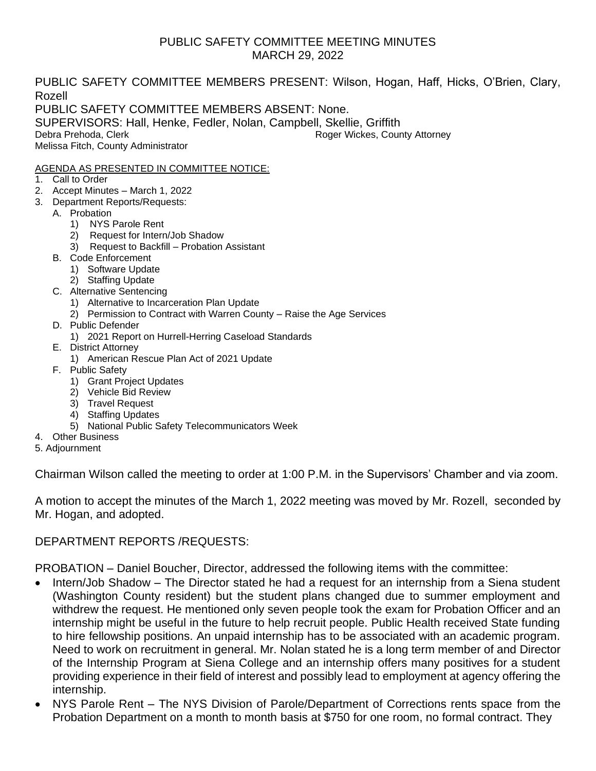# PUBLIC SAFETY COMMITTEE MEETING MINUTES
## MARCH 29, 2022

PUBLIC SAFETY COMMITTEE MEMBERS PRESENT: Wilson, Hogan, Haff, Hicks, O'Brien, Clary, Rozell
PUBLIC SAFETY COMMITTEE MEMBERS ABSENT: None.
SUPERVISORS: Hall, Henke, Fedler, Nolan, Campbell, Skellie, Griffith
Debra Prehoda, Clerk  Roger Wickes, County Attorney
Melissa Fitch, County Administrator

AGENDA AS PRESENTED IN COMMITTEE NOTICE:

1. Call to Order
2. Accept Minutes – March 1, 2022
3. Department Reports/Requests:
   - A. Probation
     1) NYS Parole Rent
     2) Request for Intern/Job Shadow
     3) Request to Backfill – Probation Assistant
   - B. Code Enforcement
     1) Software Update
     2) Staffing Update
   - C. Alternative Sentencing
     1) Alternative to Incarceration Plan Update
     2) Permission to Contract with Warren County – Raise the Age Services
   - D. Public Defender
     1) 2021 Report on Hurrell-Herring Caseload Standards
   - E. District Attorney
     1) American Rescue Plan Act of 2021 Update
   - F. Public Safety
     1) Grant Project Updates
     2) Vehicle Bid Review
     3) Travel Request
     4) Staffing Updates
     5) National Public Safety Telecommunicators Week
4. Other Business
5. Adjournment

Chairman Wilson called the meeting to order at 1:00 P.M. in the Supervisors' Chamber and via zoom.

A motion to accept the minutes of the March 1, 2022 meeting was moved by Mr. Rozell, seconded by Mr. Hogan, and adopted.

DEPARTMENT REPORTS /REQUESTS:

PROBATION – Daniel Boucher, Director, addressed the following items with the committee:

- Intern/Job Shadow – The Director stated he had a request for an internship from a Siena student (Washington County resident) but the student plans changed due to summer employment and withdrew the request. He mentioned only seven people took the exam for Probation Officer and an internship might be useful in the future to help recruit people. Public Health received State funding to hire fellowship positions. An unpaid internship has to be associated with an academic program. Need to work on recruitment in general. Mr. Nolan stated he is a long term member of and Director of the Internship Program at Siena College and an internship offers many positives for a student providing experience in their field of interest and possibly lead to employment at agency offering the internship.
- NYS Parole Rent – The NYS Division of Parole/Department of Corrections rents space from the Probation Department on a month to month basis at $750 for one room, no formal contract. They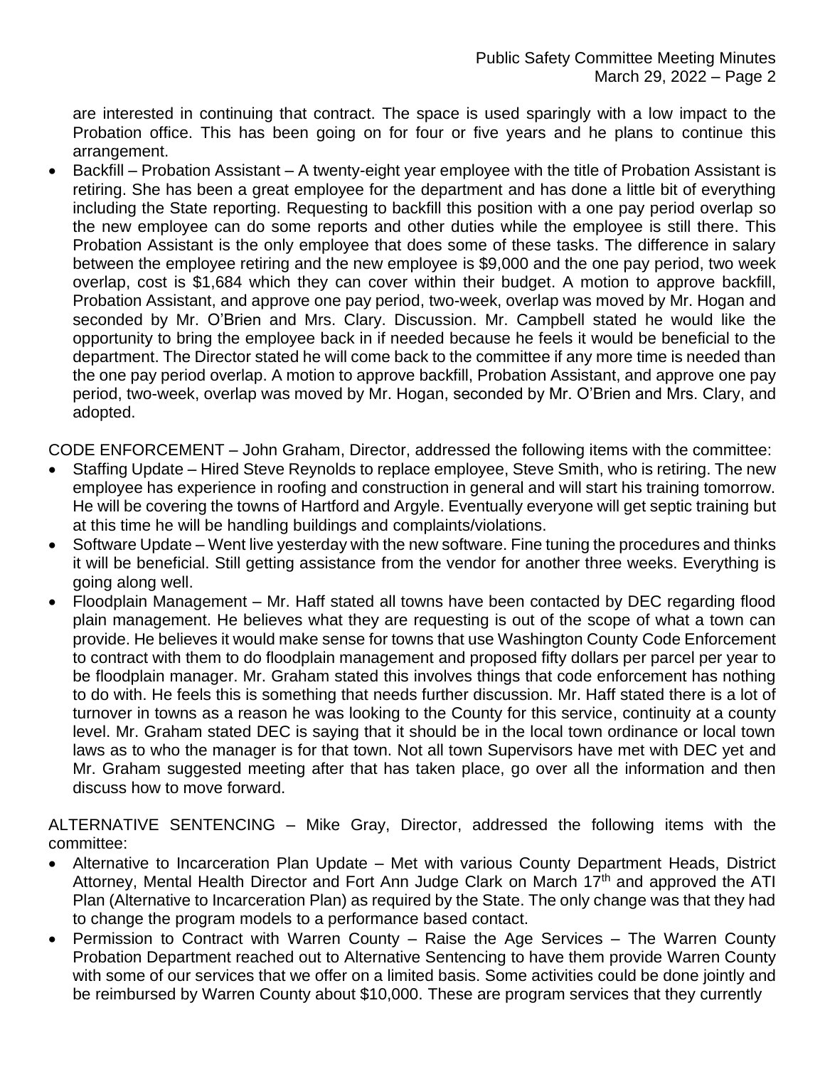are interested in continuing that contract. The space is used sparingly with a low impact to the Probation office. This has been going on for four or five years and he plans to continue this arrangement.

- Backfill – Probation Assistant – A twenty-eight year employee with the title of Probation Assistant is retiring. She has been a great employee for the department and has done a little bit of everything including the State reporting. Requesting to backfill this position with a one pay period overlap so the new employee can do some reports and other duties while the employee is still there. This Probation Assistant is the only employee that does some of these tasks. The difference in salary between the employee retiring and the new employee is $9,000 and the one pay period, two week overlap, cost is $1,684 which they can cover within their budget. A motion to approve backfill, Probation Assistant, and approve one pay period, two-week, overlap was moved by Mr. Hogan and seconded by Mr. O'Brien and Mrs. Clary. Discussion. Mr. Campbell stated he would like the opportunity to bring the employee back in if needed because he feels it would be beneficial to the department. The Director stated he will come back to the committee if any more time is needed than the one pay period overlap. A motion to approve backfill, Probation Assistant, and approve one pay period, two-week, overlap was moved by Mr. Hogan, seconded by Mr. O'Brien and Mrs. Clary, and adopted.

CODE ENFORCEMENT – John Graham, Director, addressed the following items with the committee:

- Staffing Update – Hired Steve Reynolds to replace employee, Steve Smith, who is retiring. The new employee has experience in roofing and construction in general and will start his training tomorrow. He will be covering the towns of Hartford and Argyle. Eventually everyone will get septic training but at this time he will be handling buildings and complaints/violations.
- Software Update – Went live yesterday with the new software. Fine tuning the procedures and thinks it will be beneficial. Still getting assistance from the vendor for another three weeks. Everything is going along well.
- Floodplain Management – Mr. Haff stated all towns have been contacted by DEC regarding flood plain management. He believes what they are requesting is out of the scope of what a town can provide. He believes it would make sense for towns that use Washington County Code Enforcement to contract with them to do floodplain management and proposed fifty dollars per parcel per year to be floodplain manager. Mr. Graham stated this involves things that code enforcement has nothing to do with. He feels this is something that needs further discussion. Mr. Haff stated there is a lot of turnover in towns as a reason he was looking to the County for this service, continuity at a county level. Mr. Graham stated DEC is saying that it should be in the local town ordinance or local town laws as to who the manager is for that town. Not all town Supervisors have met with DEC yet and Mr. Graham suggested meeting after that has taken place, go over all the information and then discuss how to move forward.

ALTERNATIVE SENTENCING – Mike Gray, Director, addressed the following items with the committee:

- Alternative to Incarceration Plan Update – Met with various County Department Heads, District Attorney, Mental Health Director and Fort Ann Judge Clark on March 17th and approved the ATI Plan (Alternative to Incarceration Plan) as required by the State. The only change was that they had to change the program models to a performance based contact.
- Permission to Contract with Warren County – Raise the Age Services – The Warren County Probation Department reached out to Alternative Sentencing to have them provide Warren County with some of our services that we offer on a limited basis. Some activities could be done jointly and be reimbursed by Warren County about $10,000. These are program services that they currently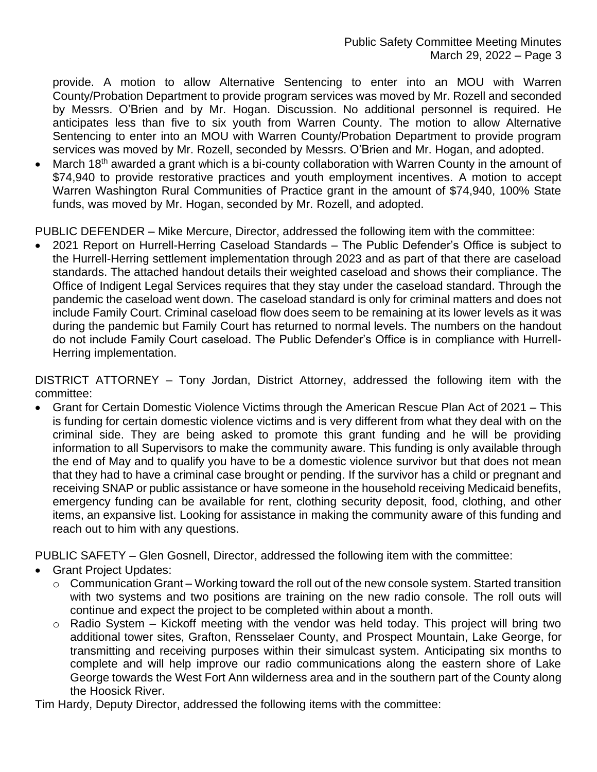provide. A motion to allow Alternative Sentencing to enter into an MOU with Warren County/Probation Department to provide program services was moved by Mr. Rozell and seconded by Messrs. O'Brien and by Mr. Hogan. Discussion. No additional personnel is required. He anticipates less than five to six youth from Warren County. The motion to allow Alternative Sentencing to enter into an MOU with Warren County/Probation Department to provide program services was moved by Mr. Rozell, seconded by Messrs. O'Brien and Mr. Hogan, and adopted.

- March 18th awarded a grant which is a bi-county collaboration with Warren County in the amount of $74,940 to provide restorative practices and youth employment incentives. A motion to accept Warren Washington Rural Communities of Practice grant in the amount of $74,940, 100% State funds, was moved by Mr. Hogan, seconded by Mr. Rozell, and adopted.

PUBLIC DEFENDER – Mike Mercure, Director, addressed the following item with the committee:

- 2021 Report on Hurrell-Herring Caseload Standards – The Public Defender's Office is subject to the Hurrell-Herring settlement implementation through 2023 and as part of that there are caseload standards. The attached handout details their weighted caseload and shows their compliance. The Office of Indigent Legal Services requires that they stay under the caseload standard. Through the pandemic the caseload went down. The caseload standard is only for criminal matters and does not include Family Court. Criminal caseload flow does seem to be remaining at its lower levels as it was during the pandemic but Family Court has returned to normal levels. The numbers on the handout do not include Family Court caseload. The Public Defender's Office is in compliance with Hurrell-Herring implementation.

DISTRICT ATTORNEY – Tony Jordan, District Attorney, addressed the following item with the committee:

- Grant for Certain Domestic Violence Victims through the American Rescue Plan Act of 2021 – This is funding for certain domestic violence victims and is very different from what they deal with on the criminal side. They are being asked to promote this grant funding and he will be providing information to all Supervisors to make the community aware. This funding is only available through the end of May and to qualify you have to be a domestic violence survivor but that does not mean that they had to have a criminal case brought or pending. If the survivor has a child or pregnant and receiving SNAP or public assistance or have someone in the household receiving Medicaid benefits, emergency funding can be available for rent, clothing security deposit, food, clothing, and other items, an expansive list. Looking for assistance in making the community aware of this funding and reach out to him with any questions.

PUBLIC SAFETY – Glen Gosnell, Director, addressed the following item with the committee:

- Grant Project Updates:
  - Communication Grant – Working toward the roll out of the new console system. Started transition with two systems and two positions are training on the new radio console. The roll outs will continue and expect the project to be completed within about a month.
  - Radio System – Kickoff meeting with the vendor was held today. This project will bring two additional tower sites, Grafton, Rensselaer County, and Prospect Mountain, Lake George, for transmitting and receiving purposes within their simulcast system. Anticipating six months to complete and will help improve our radio communications along the eastern shore of Lake George towards the West Fort Ann wilderness area and in the southern part of the County along the Hoosick River.

Tim Hardy, Deputy Director, addressed the following items with the committee: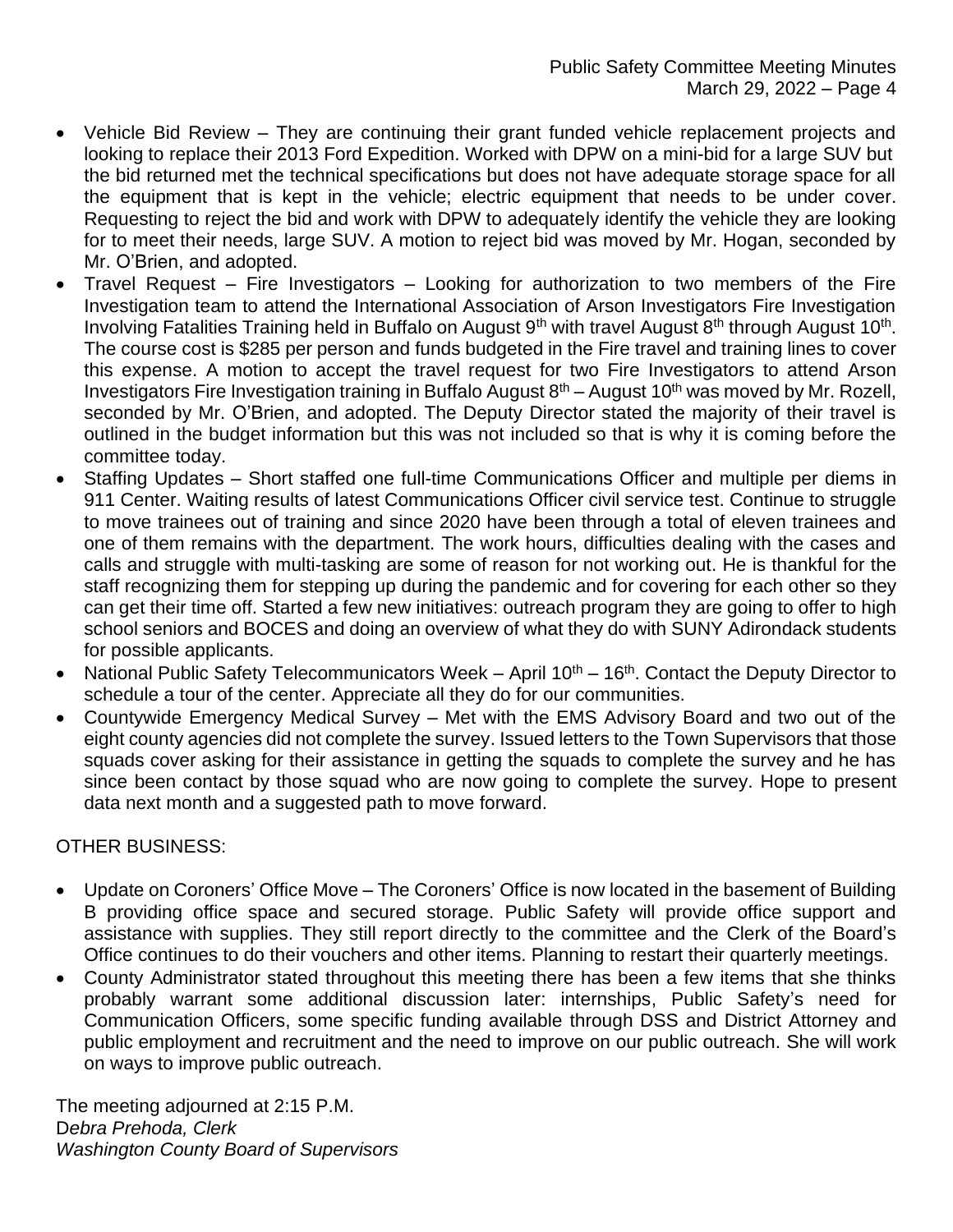- Vehicle Bid Review – They are continuing their grant funded vehicle replacement projects and looking to replace their 2013 Ford Expedition. Worked with DPW on a mini-bid for a large SUV but the bid returned met the technical specifications but does not have adequate storage space for all the equipment that is kept in the vehicle; electric equipment that needs to be under cover. Requesting to reject the bid and work with DPW to adequately identify the vehicle they are looking for to meet their needs, large SUV. A motion to reject bid was moved by Mr. Hogan, seconded by Mr. O'Brien, and adopted.
- Travel Request – Fire Investigators – Looking for authorization to two members of the Fire Investigation team to attend the International Association of Arson Investigators Fire Investigation Involving Fatalities Training held in Buffalo on August 9th with travel August 8th through August 10th. The course cost is $285 per person and funds budgeted in the Fire travel and training lines to cover this expense. A motion to accept the travel request for two Fire Investigators to attend Arson Investigators Fire Investigation training in Buffalo August 8th – August 10th was moved by Mr. Rozell, seconded by Mr. O'Brien, and adopted. The Deputy Director stated the majority of their travel is outlined in the budget information but this was not included so that is why it is coming before the committee today.
- Staffing Updates – Short staffed one full-time Communications Officer and multiple per diems in 911 Center. Waiting results of latest Communications Officer civil service test. Continue to struggle to move trainees out of training and since 2020 have been through a total of eleven trainees and one of them remains with the department. The work hours, difficulties dealing with the cases and calls and struggle with multi-tasking are some of reason for not working out. He is thankful for the staff recognizing them for stepping up during the pandemic and for covering for each other so they can get their time off. Started a few new initiatives: outreach program they are going to offer to high school seniors and BOCES and doing an overview of what they do with SUNY Adirondack students for possible applicants.
- National Public Safety Telecommunicators Week – April 10th – 16th. Contact the Deputy Director to schedule a tour of the center. Appreciate all they do for our communities.
- Countywide Emergency Medical Survey – Met with the EMS Advisory Board and two out of the eight county agencies did not complete the survey. Issued letters to the Town Supervisors that those squads cover asking for their assistance in getting the squads to complete the survey and he has since been contact by those squad who are now going to complete the survey. Hope to present data next month and a suggested path to move forward.

OTHER BUSINESS:

- Update on Coroners' Office Move – The Coroners' Office is now located in the basement of Building B providing office space and secured storage. Public Safety will provide office support and assistance with supplies. They still report directly to the committee and the Clerk of the Board's Office continues to do their vouchers and other items. Planning to restart their quarterly meetings.
- County Administrator stated throughout this meeting there has been a few items that she thinks probably warrant some additional discussion later: internships, Public Safety's need for Communication Officers, some specific funding available through DSS and District Attorney and public employment and recruitment and the need to improve on our public outreach. She will work on ways to improve public outreach.

The meeting adjourned at 2:15 P.M.
D*ebra Prehoda, Clerk*
*Washington County Board of Supervisors*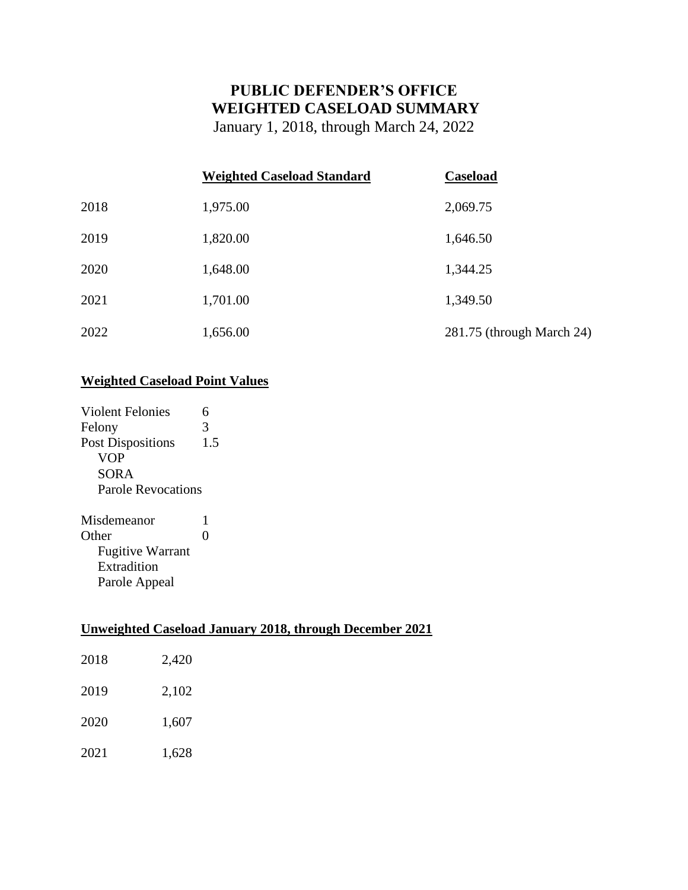# PUBLIC DEFENDER'S OFFICE
# WEIGHTED CASELOAD SUMMARY

January 1, 2018, through March 24, 2022

| | Weighted Caseload Standard | Caseload |
|---|---|---|
| 2018 | 1,975.00 | 2,069.75 |
| 2019 | 1,820.00 | 1,646.50 |
| 2020 | 1,648.00 | 1,344.25 |
| 2021 | 1,701.00 | 1,349.50 |
| 2022 | 1,656.00 | 281.75 (through March 24) |

**Weighted Caseload Point Values**

| | |
|---|---|
| Violent Felonies | 6 |
| Felony | 3 |
| Post Dispositions | 1.5 |
| VOP | |
| SORA | |
| Parole Revocations | |
| Misdemeanor | 1 |
| Other | 0 |
| Fugitive Warrant | |
| Extradition | |
| Parole Appeal | |

**Unweighted Caseload January 2018, through December 2021**

| | |
|---|---|
| 2018 | 2,420 |
| 2019 | 2,102 |
| 2020 | 1,607 |
| 2021 | 1,628 |